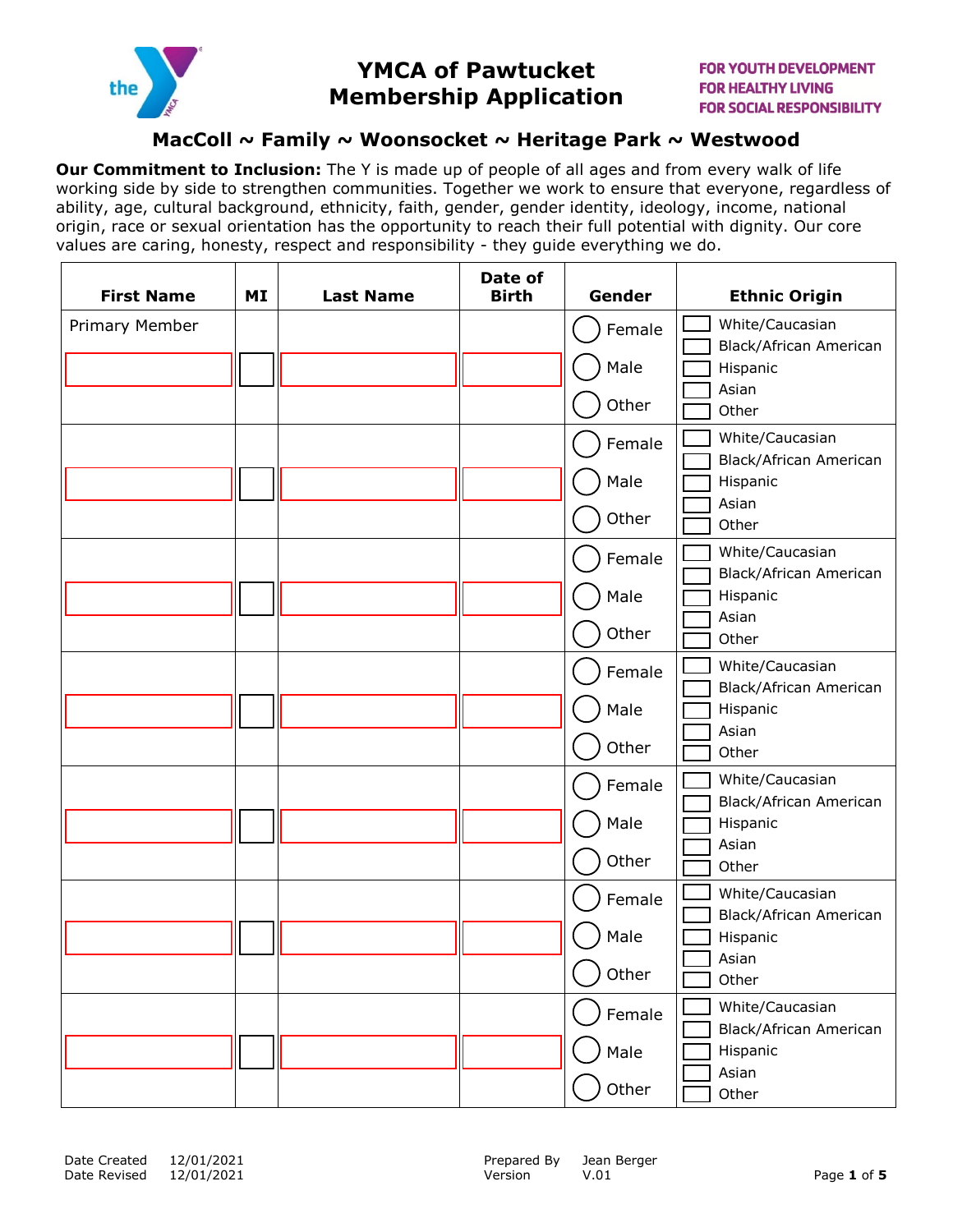# YMCA of Pawtucket Membership Application

FOR YOUTH DEVELOPMENT
FOR HEALTHY LIVING
FOR SOCIAL RESPONSIBILITY

## MacColl ~ Family ~ Woonsocket ~ Heritage Park ~ Westwood

**Our Commitment to Inclusion:** The Y is made up of people of all ages and from every walk of life working side by side to strengthen communities. Together we work to ensure that everyone, regardless of ability, age, cultural background, ethnicity, faith, gender, gender identity, ideology, income, national origin, race or sexual orientation has the opportunity to reach their full potential with dignity. Our core values are caring, honesty, respect and responsibility - they guide everything we do.

| First Name | MI | Last Name | Date of Birth | Gender | Ethnic Origin |
|---|---|---|---|---|---|
| Primary Member | | | | ◯ Female ◯ Male ◯ Other | ☐ White/Caucasian ☐ Black/African American ☐ Hispanic ☐ Asian ☐ Other |
| | | | | ◯ Female ◯ Male ◯ Other | ☐ White/Caucasian ☐ Black/African American ☐ Hispanic ☐ Asian ☐ Other |
| | | | | ◯ Female ◯ Male ◯ Other | ☐ White/Caucasian ☐ Black/African American ☐ Hispanic ☐ Asian ☐ Other |
| | | | | ◯ Female ◯ Male ◯ Other | ☐ White/Caucasian ☐ Black/African American ☐ Hispanic ☐ Asian ☐ Other |
| | | | | ◯ Female ◯ Male ◯ Other | ☐ White/Caucasian ☐ Black/African American ☐ Hispanic ☐ Asian ☐ Other |
| | | | | ◯ Female ◯ Male ◯ Other | ☐ White/Caucasian ☐ Black/African American ☐ Hispanic ☐ Asian ☐ Other |
| | | | | ◯ Female ◯ Male ◯ Other | ☐ White/Caucasian ☐ Black/African American ☐ Hispanic ☐ Asian ☐ Other |

Date Created 12/01/2021
Date Revised 12/01/2021

Prepared By Jean Berger
Version V.01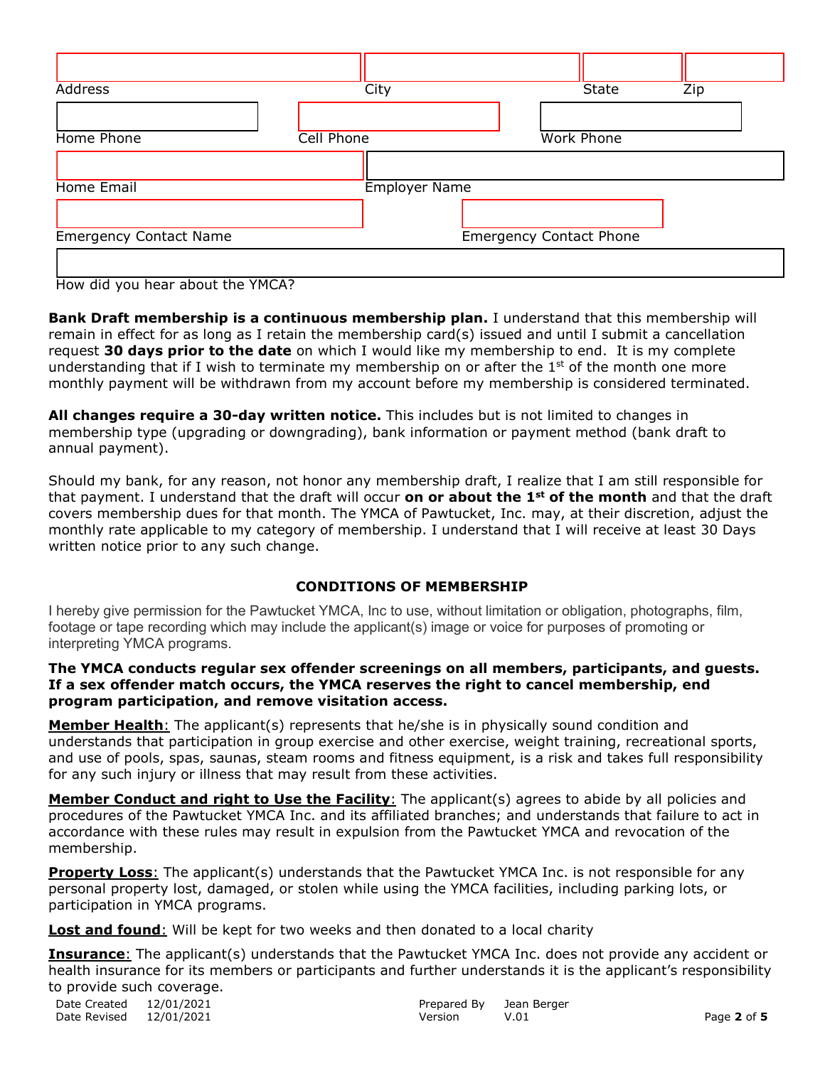Address | City | State | Zip

Home Phone | Cell Phone | Work Phone

Home Email | Employer Name

Emergency Contact Name | Emergency Contact Phone

How did you hear about the YMCA?

**Bank Draft membership is a continuous membership plan.** I understand that this membership will remain in effect for as long as I retain the membership card(s) issued and until I submit a cancellation request **30 days prior to the date** on which I would like my membership to end. It is my complete understanding that if I wish to terminate my membership on or after the 1st of the month one more monthly payment will be withdrawn from my account before my membership is considered terminated.

**All changes require a 30-day written notice.** This includes but is not limited to changes in membership type (upgrading or downgrading), bank information or payment method (bank draft to annual payment).

Should my bank, for any reason, not honor any membership draft, I realize that I am still responsible for that payment. I understand that the draft will occur **on or about the 1st of the month** and that the draft covers membership dues for that month. The YMCA of Pawtucket, Inc. may, at their discretion, adjust the monthly rate applicable to my category of membership. I understand that I will receive at least 30 Days written notice prior to any such change.

## CONDITIONS OF MEMBERSHIP

I hereby give permission for the Pawtucket YMCA, Inc to use, without limitation or obligation, photographs, film, footage or tape recording which may include the applicant(s) image or voice for purposes of promoting or interpreting YMCA programs.

**The YMCA conducts regular sex offender screenings on all members, participants, and guests. If a sex offender match occurs, the YMCA reserves the right to cancel membership, end program participation, and remove visitation access.**

**Member Health**: The applicant(s) represents that he/she is in physically sound condition and understands that participation in group exercise and other exercise, weight training, recreational sports, and use of pools, spas, saunas, steam rooms and fitness equipment, is a risk and takes full responsibility for any such injury or illness that may result from these activities.

**Member Conduct and right to Use the Facility**: The applicant(s) agrees to abide by all policies and procedures of the Pawtucket YMCA Inc. and its affiliated branches; and understands that failure to act in accordance with these rules may result in expulsion from the Pawtucket YMCA and revocation of the membership.

**Property Loss**: The applicant(s) understands that the Pawtucket YMCA Inc. is not responsible for any personal property lost, damaged, or stolen while using the YMCA facilities, including parking lots, or participation in YMCA programs.

**Lost and found**: Will be kept for two weeks and then donated to a local charity

**Insurance**: The applicant(s) understands that the Pawtucket YMCA Inc. does not provide any accident or health insurance for its members or participants and further understands it is the applicant's responsibility to provide such coverage.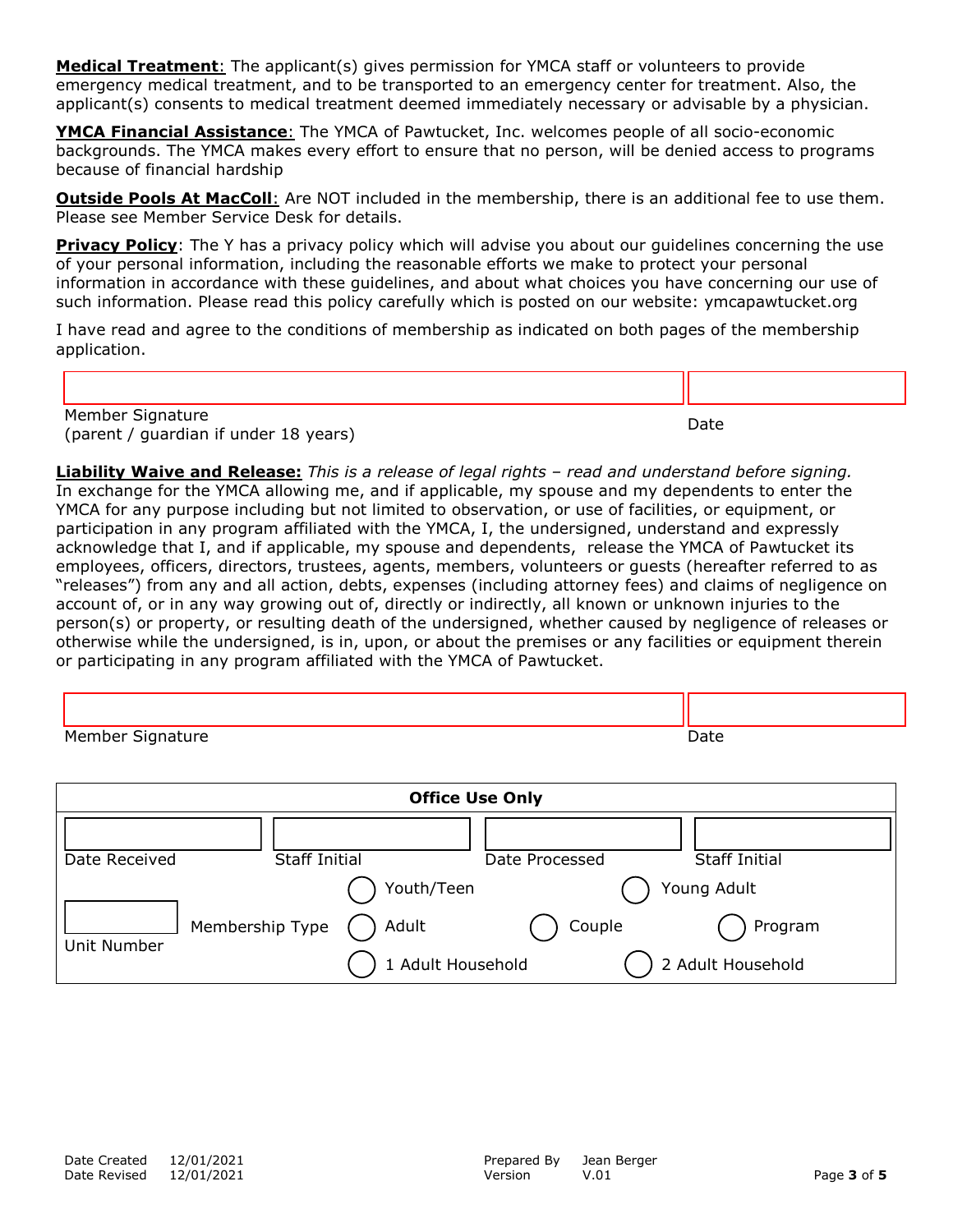**<u>Medical Treatment</u>**: The applicant(s) gives permission for YMCA staff or volunteers to provide emergency medical treatment, and to be transported to an emergency center for treatment. Also, the applicant(s) consents to medical treatment deemed immediately necessary or advisable by a physician.

**<u>YMCA Financial Assistance</u>**: The YMCA of Pawtucket, Inc. welcomes people of all socio-economic backgrounds. The YMCA makes every effort to ensure that no person, will be denied access to programs because of financial hardship

**<u>Outside Pools At MacColl</u>**: Are NOT included in the membership, there is an additional fee to use them. Please see Member Service Desk for details.

**<u>Privacy Policy</u>**: The Y has a privacy policy which will advise you about our guidelines concerning the use of your personal information, including the reasonable efforts we make to protect your personal information in accordance with these guidelines, and about what choices you have concerning our use of such information. Please read this policy carefully which is posted on our website: ymcapawtucket.org

I have read and agree to the conditions of membership as indicated on both pages of the membership application.

| | |
|---|---|
| Member Signature (parent / guardian if under 18 years) | Date |

**<u>Liability Waive and Release:</u>** *This is a release of legal rights – read and understand before signing.* In exchange for the YMCA allowing me, and if applicable, my spouse and my dependents to enter the YMCA for any purpose including but not limited to observation, or use of facilities, or equipment, or participation in any program affiliated with the YMCA, I, the undersigned, understand and expressly acknowledge that I, and if applicable, my spouse and dependents, release the YMCA of Pawtucket its employees, officers, directors, trustees, agents, members, volunteers or guests (hereafter referred to as "releases") from any and all action, debts, expenses (including attorney fees) and claims of negligence on account of, or in any way growing out of, directly or indirectly, all known or unknown injuries to the person(s) or property, or resulting death of the undersigned, whether caused by negligence of releases or otherwise while the undersigned, is in, upon, or about the premises or any facilities or equipment therein or participating in any program affiliated with the YMCA of Pawtucket.

| | |
|---|---|
| Member Signature | Date |

**Office Use Only**

| Date Received | Staff Initial | Date Processed | Staff Initial |
|---|---|---|---|
| | | | |

Unit Number: ______

Membership Type:
- ◯ Youth/Teen
- ◯ Young Adult
- ◯ Adult
- ◯ Couple
- ◯ Program
- ◯ 1 Adult Household
- ◯ 2 Adult Household

Date Created 12/01/2021
Date Revised 12/01/2021
Prepared By Jean Berger
Version V.01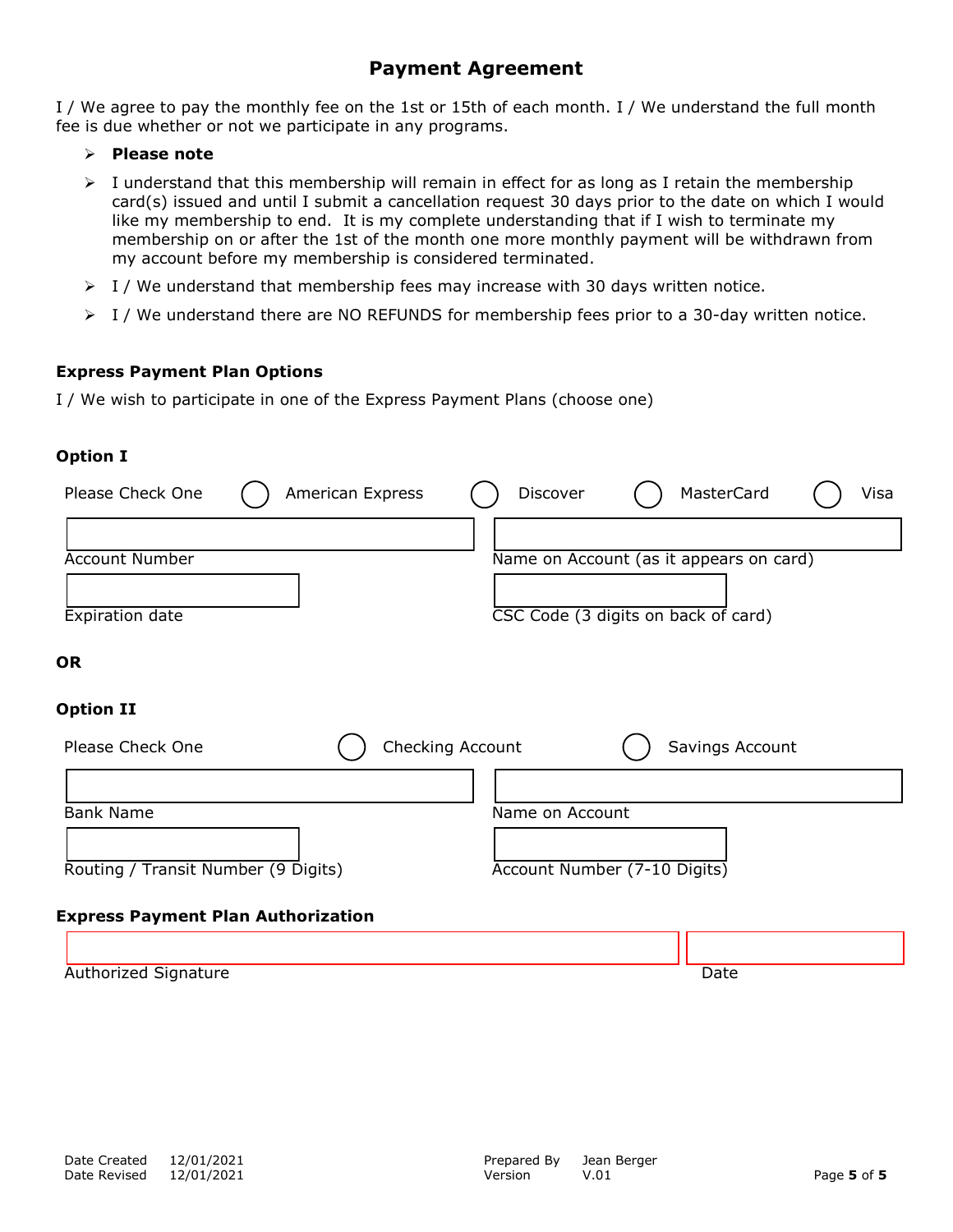# Payment Agreement

I / We agree to pay the monthly fee on the 1st or 15th of each month. I / We understand the full month fee is due whether or not we participate in any programs.

- **Please note**
- I understand that this membership will remain in effect for as long as I retain the membership card(s) issued and until I submit a cancellation request 30 days prior to the date on which I would like my membership to end. It is my complete understanding that if I wish to terminate my membership on or after the 1st of the month one more monthly payment will be withdrawn from my account before my membership is considered terminated.
- I / We understand that membership fees may increase with 30 days written notice.
- I / We understand there are NO REFUNDS for membership fees prior to a 30-day written notice.

### Express Payment Plan Options

I / We wish to participate in one of the Express Payment Plans (choose one)

**Option I**

Please Check One ◯ American Express ◯ Discover ◯ MasterCard ◯ Visa

| | |
|---|---|
| Account Number | Name on Account (as it appears on card) |
| Expiration date | CSC Code (3 digits on back of card) |

**OR**

**Option II**

Please Check One ◯ Checking Account ◯ Savings Account

| | |
|---|---|
| Bank Name | Name on Account |
| Routing / Transit Number (9 Digits) | Account Number (7-10 Digits) |

### Express Payment Plan Authorization

| | |
|---|---|
| Authorized Signature | Date |

Date Created 12/01/2021
Date Revised 12/01/2021
Prepared By Jean Berger
Version V.01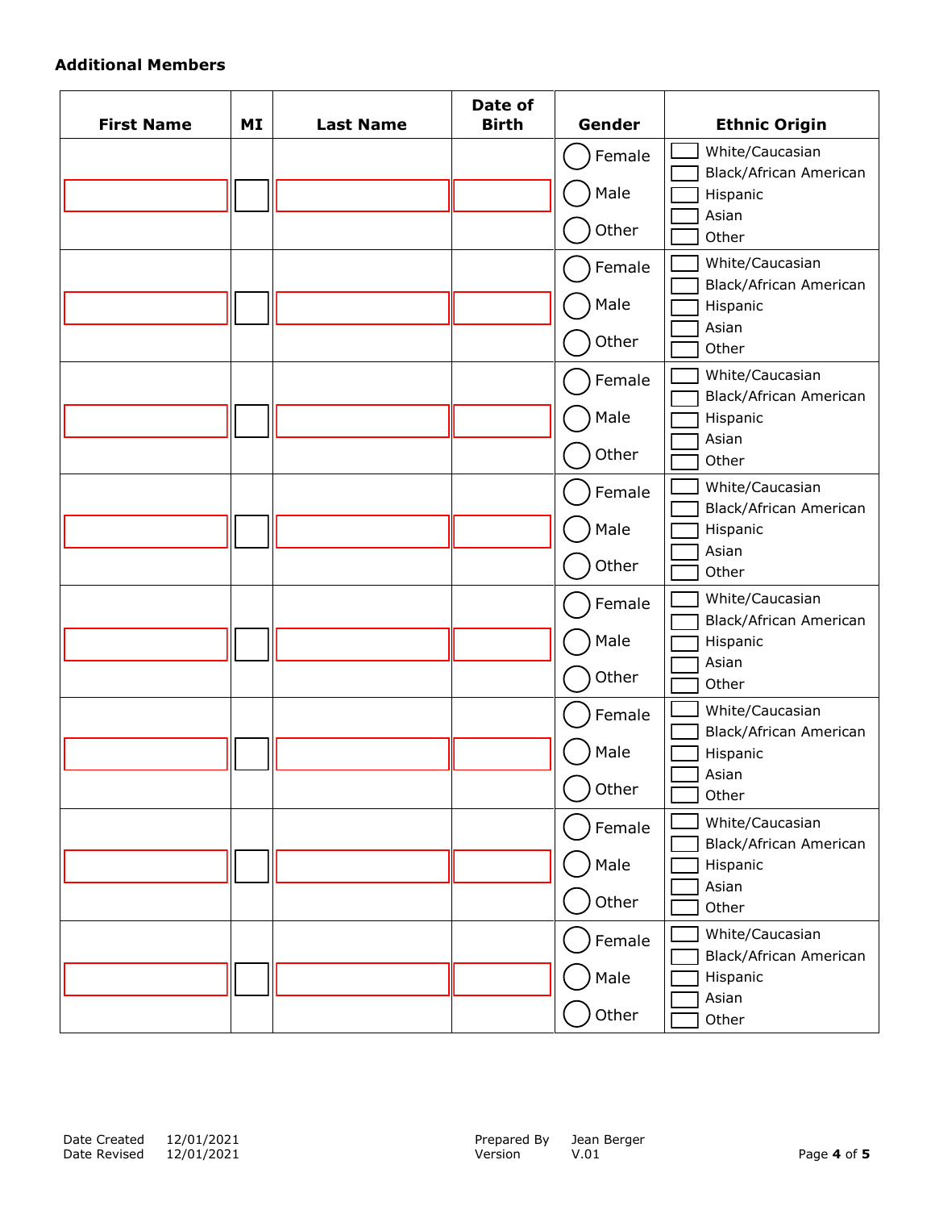**Additional Members**

| First Name | MI | Last Name | Date of Birth | Gender | Ethnic Origin |
|---|---|---|---|---|---|
| | | | | ◯ Female ◯ Male ◯ Other | ☐ White/Caucasian ☐ Black/African American ☐ Hispanic ☐ Asian ☐ Other |
| | | | | ◯ Female ◯ Male ◯ Other | ☐ White/Caucasian ☐ Black/African American ☐ Hispanic ☐ Asian ☐ Other |
| | | | | ◯ Female ◯ Male ◯ Other | ☐ White/Caucasian ☐ Black/African American ☐ Hispanic ☐ Asian ☐ Other |
| | | | | ◯ Female ◯ Male ◯ Other | ☐ White/Caucasian ☐ Black/African American ☐ Hispanic ☐ Asian ☐ Other |
| | | | | ◯ Female ◯ Male ◯ Other | ☐ White/Caucasian ☐ Black/African American ☐ Hispanic ☐ Asian ☐ Other |
| | | | | ◯ Female ◯ Male ◯ Other | ☐ White/Caucasian ☐ Black/African American ☐ Hispanic ☐ Asian ☐ Other |
| | | | | ◯ Female ◯ Male ◯ Other | ☐ White/Caucasian ☐ Black/African American ☐ Hispanic ☐ Asian ☐ Other |
| | | | | ◯ Female ◯ Male ◯ Other | ☐ White/Caucasian ☐ Black/African American ☐ Hispanic ☐ Asian ☐ Other |

Date Created 12/01/2021
Date Revised 12/01/2021

Prepared By Jean Berger
Version V.01